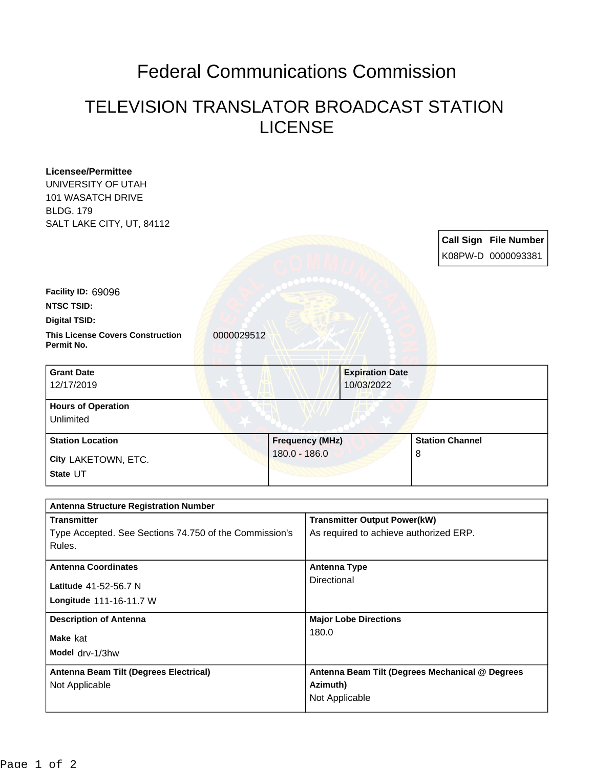# Federal Communications Commission

## TELEVISION TRANSLATOR BROADCAST STATION LICENSE

**Licensee/Permittee**
UNIVERSITY OF UTAH
101 WASATCH DRIVE
BLDG. 179
SALT LAKE CITY, UT, 84112

| Call Sign | File Number |
| --- | --- |
| K08PW-D | 0000093381 |

**Facility ID:** 69096

**NTSC TSID:**

**Digital TSID:**

**This License Covers Construction Permit No.** 0000029512

| Grant Date | Expiration Date |
| --- | --- |
| 12/17/2019 | 10/03/2022 |

**Hours of Operation**
Unlimited

| Station Location | Frequency (MHz) | Station Channel |
| --- | --- | --- |
| City LAKETOWN, ETC.<br>State UT | 180.0 - 186.0 | 8 |

| Antenna Structure Registration Number | |
| --- | --- |
| **Transmitter**<br>Type Accepted. See Sections 74.750 of the Commission's Rules. | **Transmitter Output Power(kW)**<br>As required to achieve authorized ERP. |
| **Antenna Coordinates**<br>Latitude 41-52-56.7 N<br>Longitude 111-16-11.7 W | **Antenna Type**<br>Directional |
| **Description of Antenna**<br>Make kat<br>Model drv-1/3hw | **Major Lobe Directions**<br>180.0 |
| **Antenna Beam Tilt (Degrees Electrical)**<br>Not Applicable | **Antenna Beam Tilt (Degrees Mechanical @ Degrees Azimuth)**<br>Not Applicable |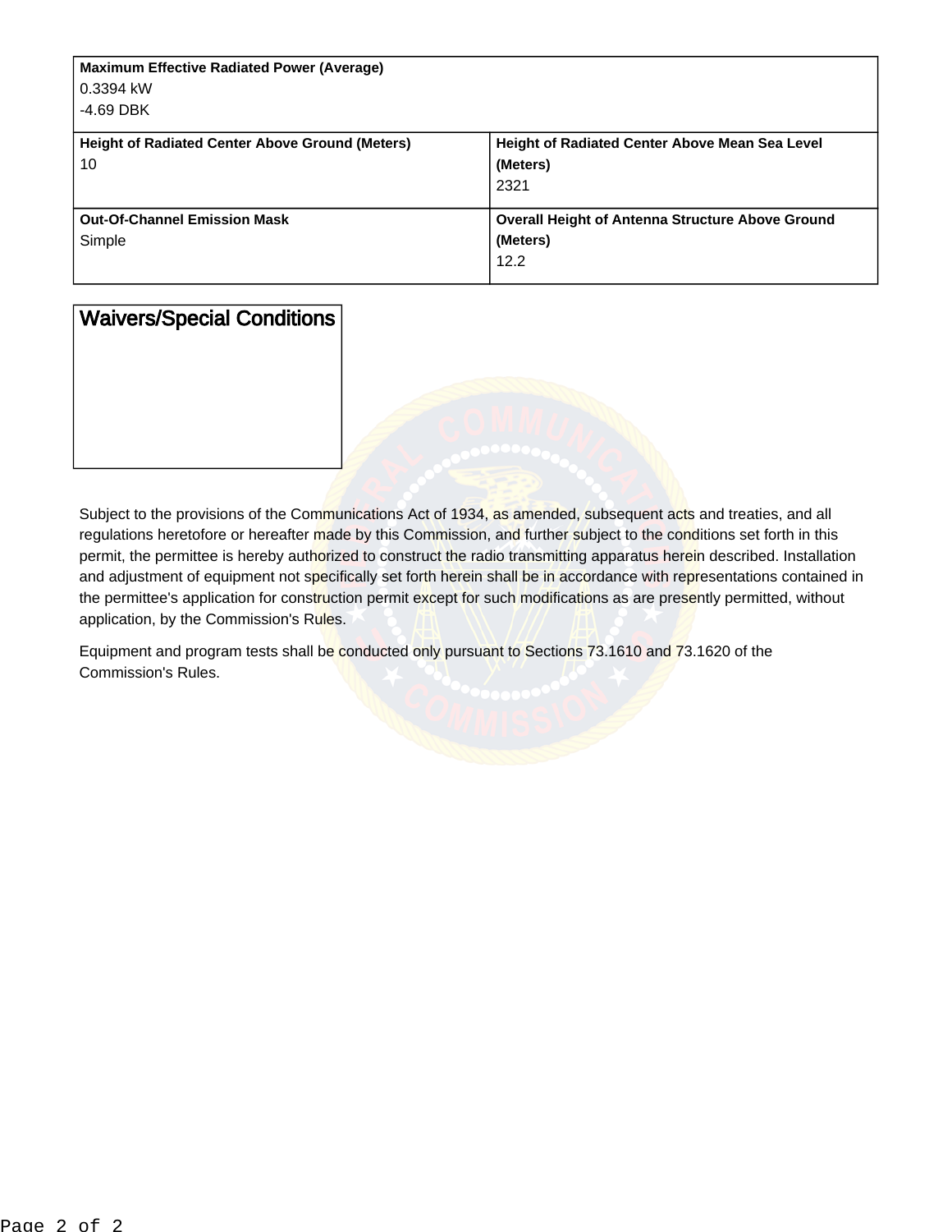| | |
|---|---|
| **Maximum Effective Radiated Power (Average)**<br>0.3394 kW<br>-4.69 DBK | |
| **Height of Radiated Center Above Ground (Meters)**<br>10 | **Height of Radiated Center Above Mean Sea Level (Meters)**<br>2321 |
| **Out-Of-Channel Emission Mask**<br>Simple | **Overall Height of Antenna Structure Above Ground (Meters)**<br>12.2 |

## Waivers/Special Conditions

Subject to the provisions of the Communications Act of 1934, as amended, subsequent acts and treaties, and all regulations heretofore or hereafter made by this Commission, and further subject to the conditions set forth in this permit, the permittee is hereby authorized to construct the radio transmitting apparatus herein described. Installation and adjustment of equipment not specifically set forth herein shall be in accordance with representations contained in the permittee's application for construction permit except for such modifications as are presently permitted, without application, by the Commission's Rules.

Equipment and program tests shall be conducted only pursuant to Sections 73.1610 and 73.1620 of the Commission's Rules.